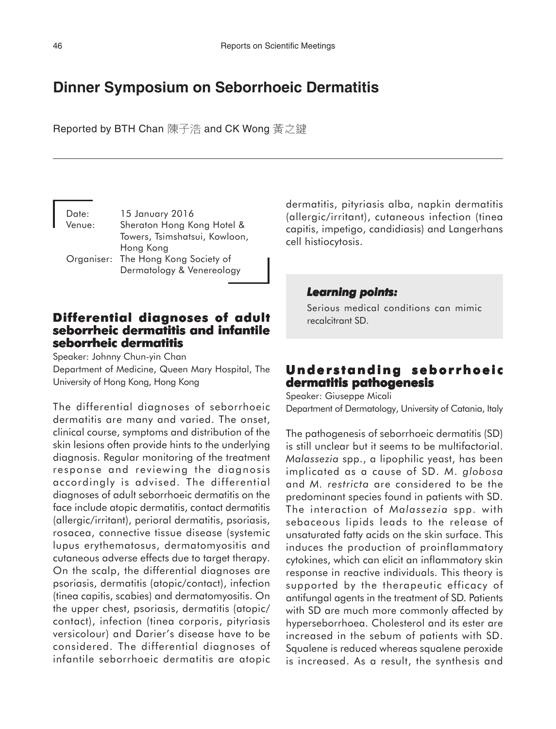# Dinner Symposium on Seborrhoeic Dermatitis

Reported by BTH Chan 陳子浩 and CK Wong 黃之鍵

Date: 15 January 2016
Venue: Sheraton Hong Kong Hotel & Towers, Tsimshatsui, Kowloon, Hong Kong
Organiser: The Hong Kong Society of Dermatology & Venereology

## Differential diagnoses of adult seborrheic dermatitis and infantile seborrheic dermatitis

Speaker: Johnny Chun-yin Chan
Department of Medicine, Queen Mary Hospital, The University of Hong Kong, Hong Kong

The differential diagnoses of seborrhoeic dermatitis are many and varied. The onset, clinical course, symptoms and distribution of the skin lesions often provide hints to the underlying diagnosis. Regular monitoring of the treatment response and reviewing the diagnosis accordingly is advised. The differential diagnoses of adult seborrhoeic dermatitis on the face include atopic dermatitis, contact dermatitis (allergic/irritant), perioral dermatitis, psoriasis, rosacea, connective tissue disease (systemic lupus erythematosus, dermatomyositis and cutaneous adverse effects due to target therapy. On the scalp, the differential diagnoses are psoriasis, dermatitis (atopic/contact), infection (tinea capitis, scabies) and dermatomyositis. On the upper chest, psoriasis, dermatitis (atopic/contact), infection (tinea corporis, pityriasis versicolour) and Darier's disease have to be considered. The differential diagnoses of infantile seborrhoeic dermatitis are atopic dermatitis, pityriasis alba, napkin dermatitis (allergic/irritant), cutaneous infection (tinea capitis, impetigo, candidiasis) and Langerhans cell histiocytosis.

***Learning points:***

Serious medical conditions can mimic recalcitrant SD.

## Understanding seborrhoeic dermatitis pathogenesis

Speaker: Giuseppe Micali
Department of Dermatology, University of Catania, Italy

The pathogenesis of seborrhoeic dermatitis (SD) is still unclear but it seems to be multifactorial. *Malassezia* spp., a lipophilic yeast, has been implicated as a cause of SD. *M. globosa* and *M. restricta* are considered to be the predominant species found in patients with SD. The interaction of *Malassezia* spp. with sebaceous lipids leads to the release of unsaturated fatty acids on the skin surface. This induces the production of proinflammatory cytokines, which can elicit an inflammatory skin response in reactive individuals. This theory is supported by the therapeutic efficacy of antifungal agents in the treatment of SD. Patients with SD are much more commonly affected by hyperseborrhoea. Cholesterol and its ester are increased in the sebum of patients with SD. Squalene is reduced whereas squalene peroxide is increased. As a result, the synthesis and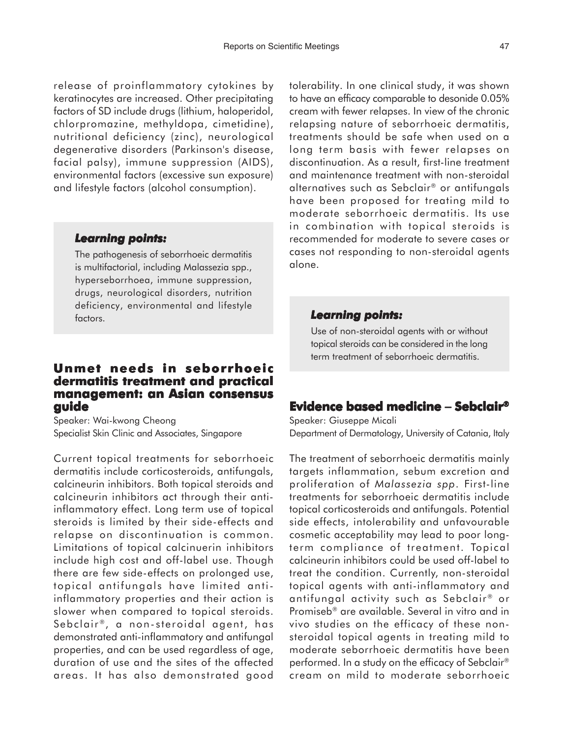release of proinflammatory cytokines by keratinocytes are increased. Other precipitating factors of SD include drugs (lithium, haloperidol, chlorpromazine, methyldopa, cimetidine), nutritional deficiency (zinc), neurological degenerative disorders (Parkinson's disease, facial palsy), immune suppression (AIDS), environmental factors (excessive sun exposure) and lifestyle factors (alcohol consumption).

> ***Learning points:***
>
> The pathogenesis of seborrhoeic dermatitis is multifactorial, including Malassezia spp., hyperseborrhoea, immune suppression, drugs, neurological disorders, nutrition deficiency, environmental and lifestyle factors.

## Unmet needs in seborrhoeic dermatitis treatment and practical management: an Asian consensus guide

Speaker: Wai-kwong Cheong
Specialist Skin Clinic and Associates, Singapore

Current topical treatments for seborrhoeic dermatitis include corticosteroids, antifungals, calcineurin inhibitors. Both topical steroids and calcineurin inhibitors act through their anti-inflammatory effect. Long term use of topical steroids is limited by their side-effects and relapse on discontinuation is common. Limitations of topical calcinuerin inhibitors include high cost and off-label use. Though there are few side-effects on prolonged use, topical antifungals have limited anti-inflammatory properties and their action is slower when compared to topical steroids. Sebclair®, a non-steroidal agent, has demonstrated anti-inflammatory and antifungal properties, and can be used regardless of age, duration of use and the sites of the affected areas. It has also demonstrated good tolerability. In one clinical study, it was shown to have an efficacy comparable to desonide 0.05% cream with fewer relapses. In view of the chronic relapsing nature of seborrhoeic dermatitis, treatments should be safe when used on a long term basis with fewer relapses on discontinuation. As a result, first-line treatment and maintenance treatment with non-steroidal alternatives such as Sebclair® or antifungals have been proposed for treating mild to moderate seborrhoeic dermatitis. Its use in combination with topical steroids is recommended for moderate to severe cases or cases not responding to non-steroidal agents alone.

> ***Learning points:***
>
> Use of non-steroidal agents with or without topical steroids can be considered in the long term treatment of seborrhoeic dermatitis.

## Evidence based medicine – Sebclair®

Speaker: Giuseppe Micali
Department of Dermatology, University of Catania, Italy

The treatment of seborrhoeic dermatitis mainly targets inflammation, sebum excretion and proliferation of *Malassezia spp*. First-line treatments for seborrhoeic dermatitis include topical corticosteroids and antifungals. Potential side effects, intolerability and unfavourable cosmetic acceptability may lead to poor long-term compliance of treatment. Topical calcineurin inhibitors could be used off-label to treat the condition. Currently, non-steroidal topical agents with anti-inflammatory and antifungal activity such as Sebclair® or Promiseb® are available. Several in vitro and in vivo studies on the efficacy of these non-steroidal topical agents in treating mild to moderate seborrhoeic dermatitis have been performed. In a study on the efficacy of Sebclair® cream on mild to moderate seborrhoeic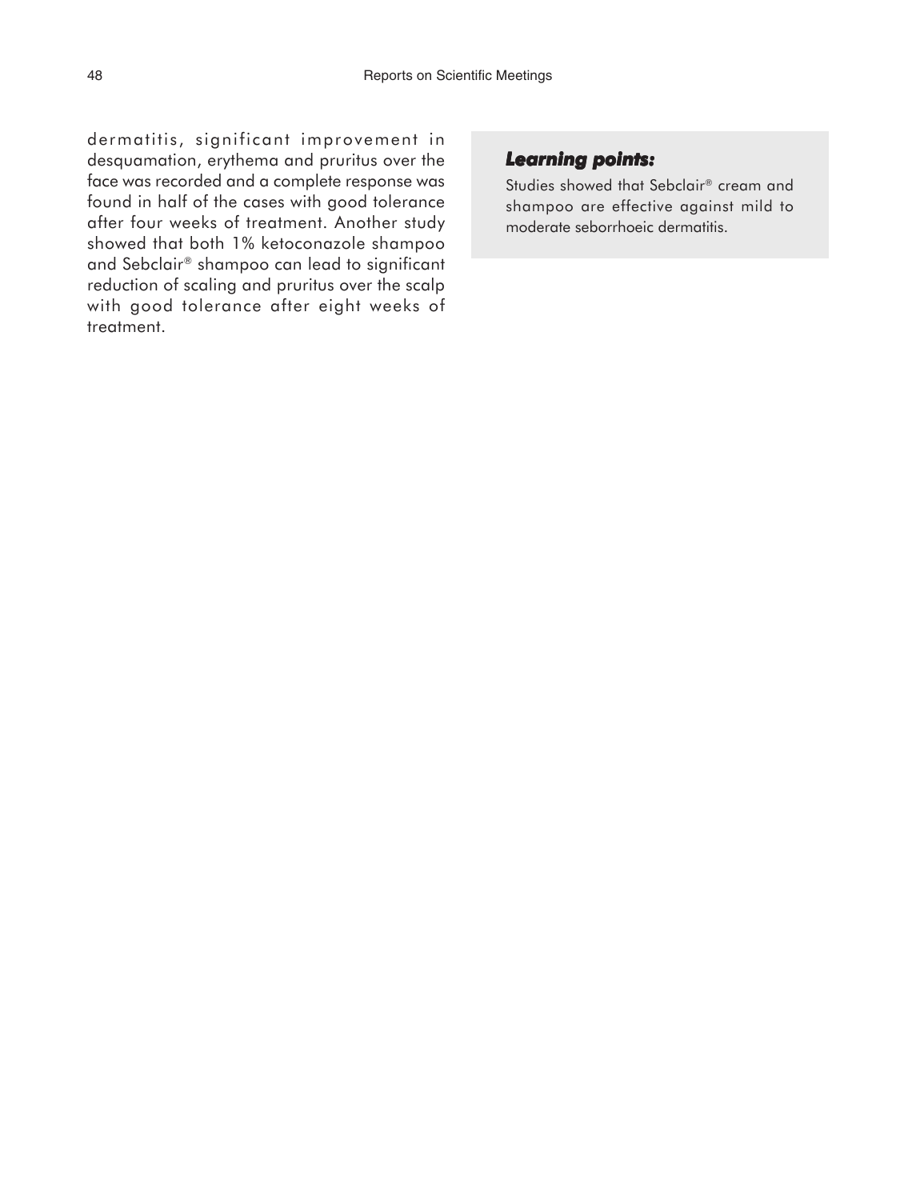dermatitis, significant improvement in desquamation, erythema and pruritus over the face was recorded and a complete response was found in half of the cases with good tolerance after four weeks of treatment. Another study showed that both 1% ketoconazole shampoo and Sebclair® shampoo can lead to significant reduction of scaling and pruritus over the scalp with good tolerance after eight weeks of treatment.

***Learning points:***

Studies showed that Sebclair® cream and shampoo are effective against mild to moderate seborrhoeic dermatitis.